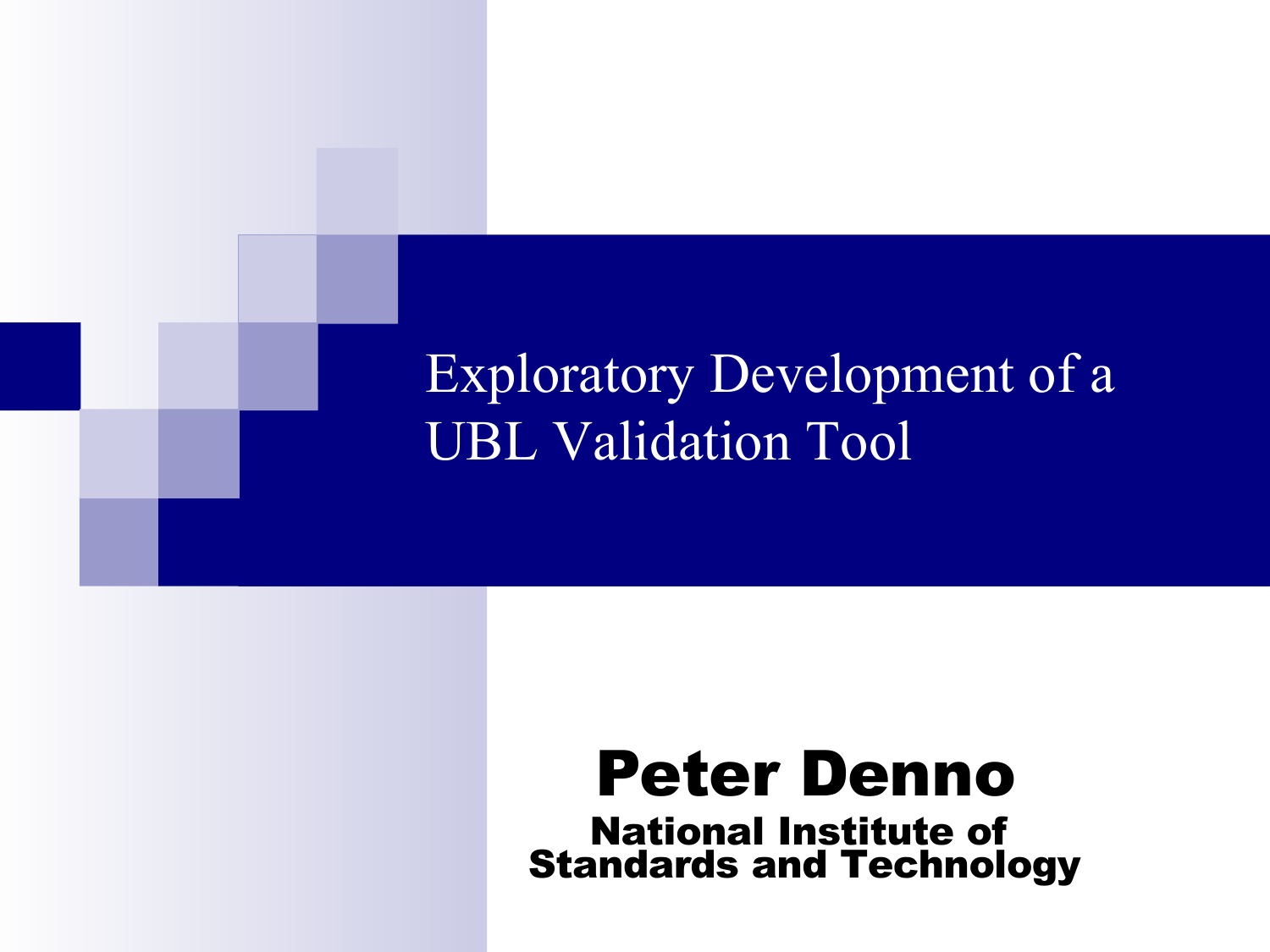# Exploratory Development of a UBL Validation Tool

**Peter Denno**

**National Institute of Standards and Technology**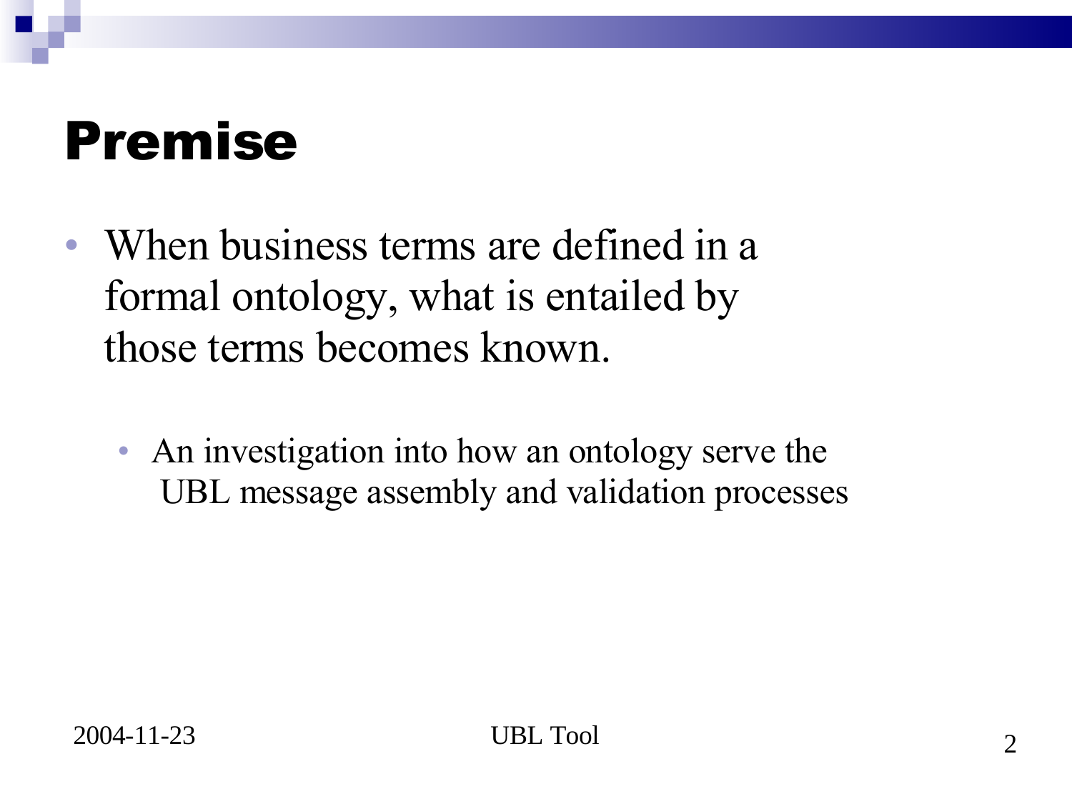# Premise

- When business terms are defined in a formal ontology, what is entailed by those terms becomes known.
  - An investigation into how an ontology serve the UBL message assembly and validation processes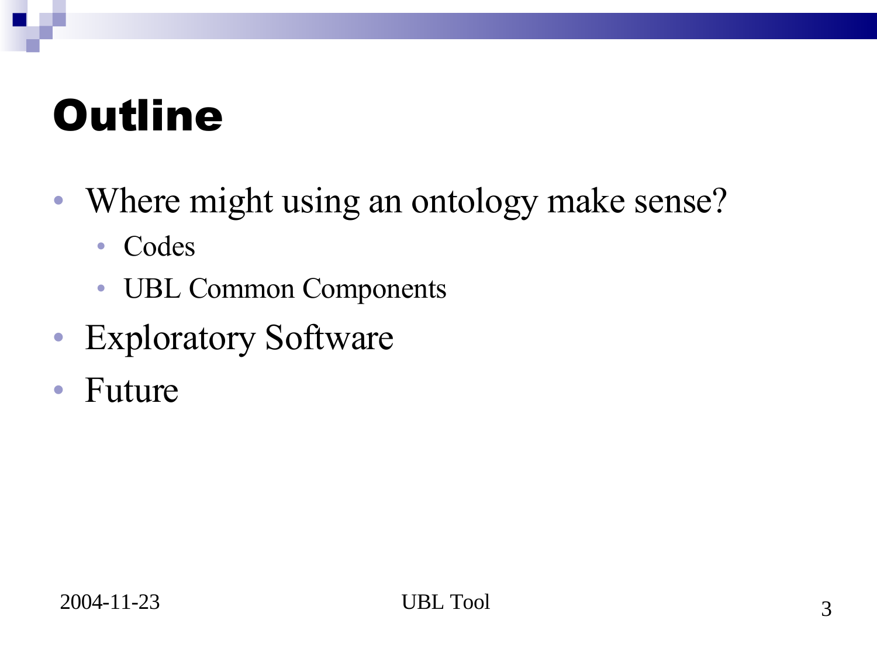# Outline

- Where might using an ontology make sense?
  - Codes
  - UBL Common Components
- Exploratory Software
- Future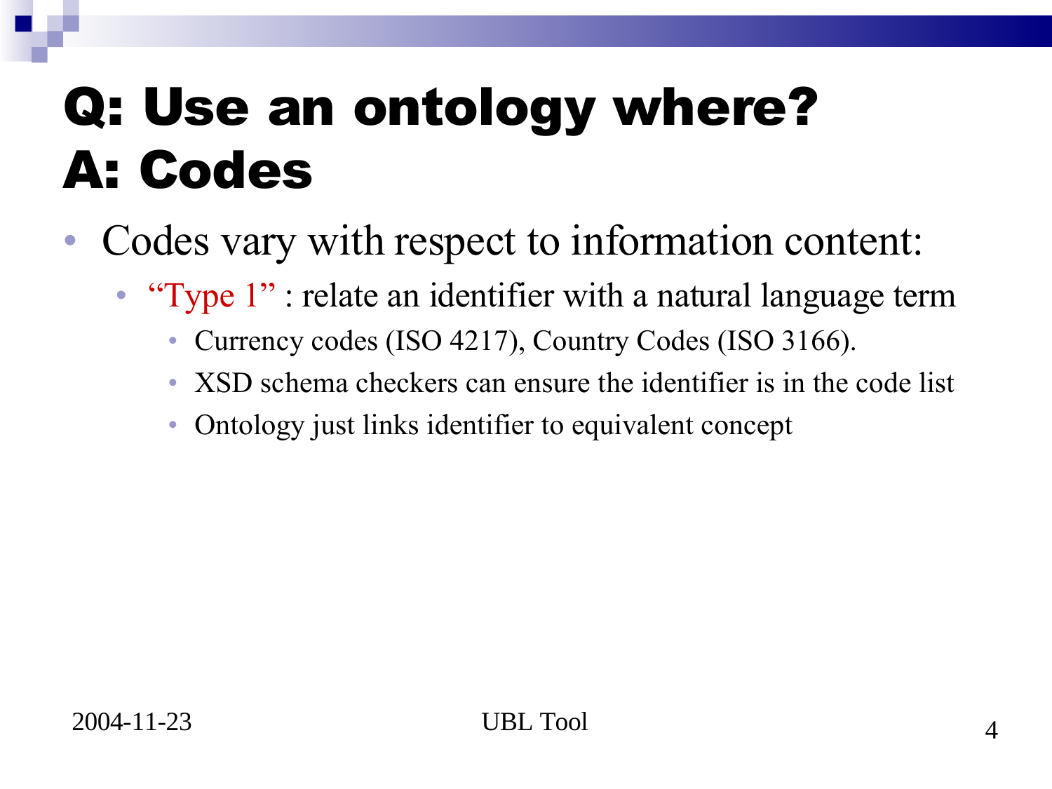# Q: Use an ontology where?
# A: Codes

- Codes vary with respect to information content:
  - "Type 1" : relate an identifier with a natural language term
    - Currency codes (ISO 4217), Country Codes (ISO 3166).
    - XSD schema checkers can ensure the identifier is in the code list
    - Ontology just links identifier to equivalent concept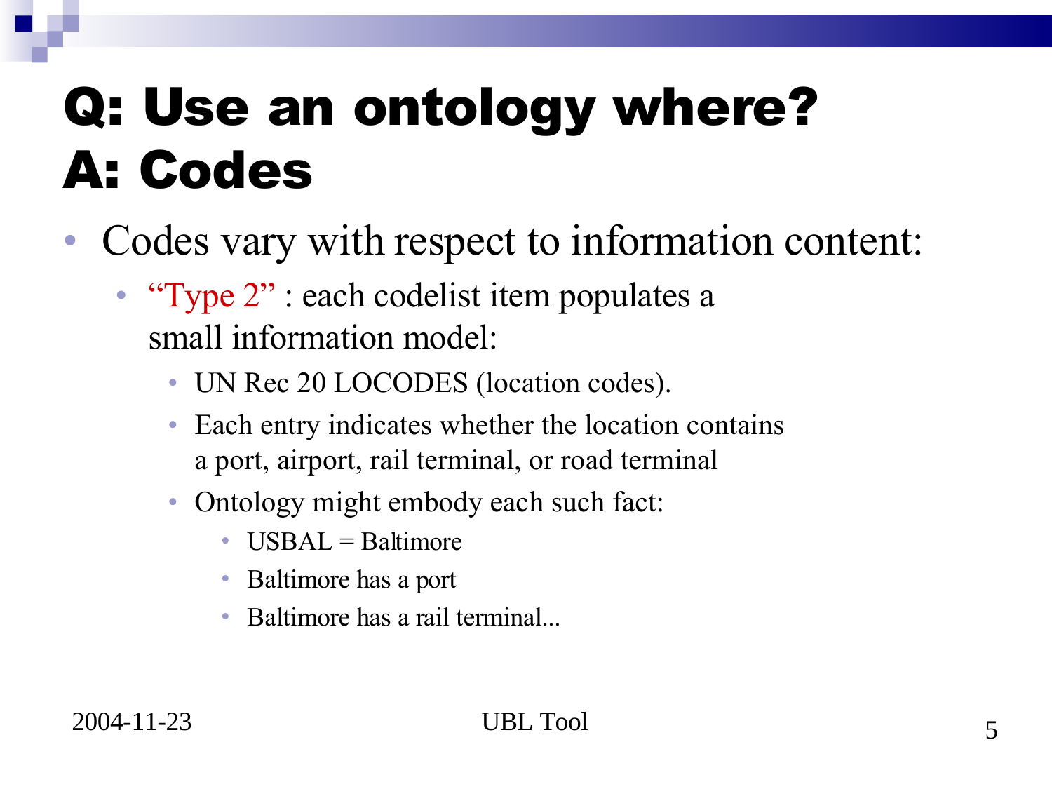# Q: Use an ontology where? A: Codes

- Codes vary with respect to information content:
  - "Type 2" : each codelist item populates a small information model:
    - UN Rec 20 LOCODES (location codes).
    - Each entry indicates whether the location contains a port, airport, rail terminal, or road terminal
    - Ontology might embody each such fact:
      - USBAL = Baltimore
      - Baltimore has a port
      - Baltimore has a rail terminal...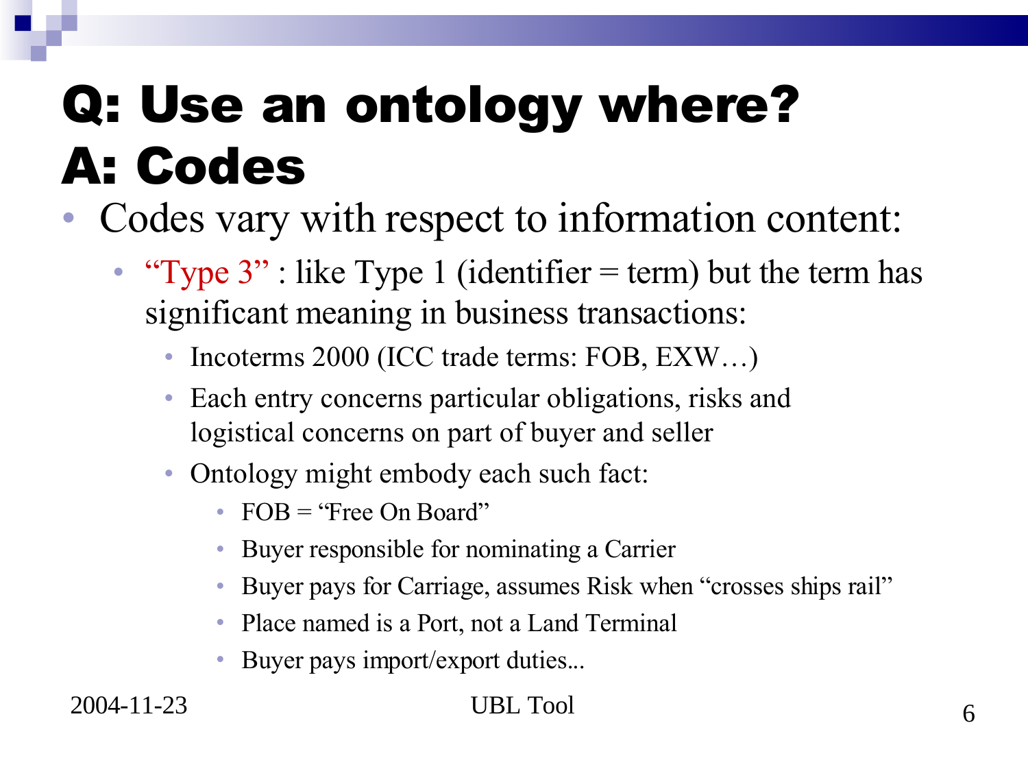# Q: Use an ontology where?
# A: Codes

- Codes vary with respect to information content:
  - "Type 3" : like Type 1 (identifier = term) but the term has significant meaning in business transactions:
    - Incoterms 2000 (ICC trade terms: FOB, EXW…)
    - Each entry concerns particular obligations, risks and logistical concerns on part of buyer and seller
    - Ontology might embody each such fact:
      - FOB = "Free On Board"
      - Buyer responsible for nominating a Carrier
      - Buyer pays for Carriage, assumes Risk when "crosses ships rail"
      - Place named is a Port, not a Land Terminal
      - Buyer pays import/export duties...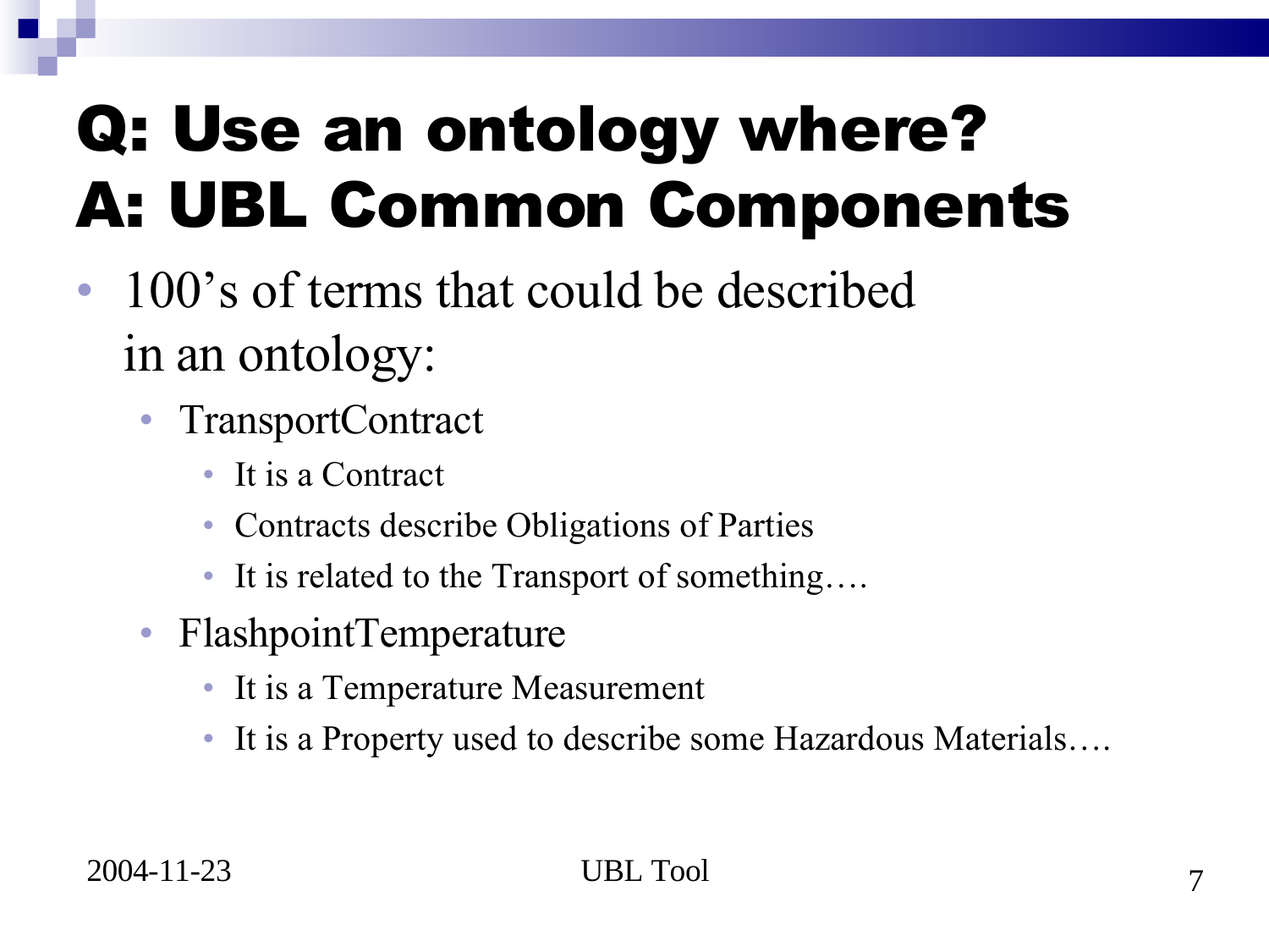# Q: Use an ontology where?
# A: UBL Common Components

- 100's of terms that could be described in an ontology:
  - TransportContract
    - It is a Contract
    - Contracts describe Obligations of Parties
    - It is related to the Transport of something….
  - FlashpointTemperature
    - It is a Temperature Measurement
    - It is a Property used to describe some Hazardous Materials….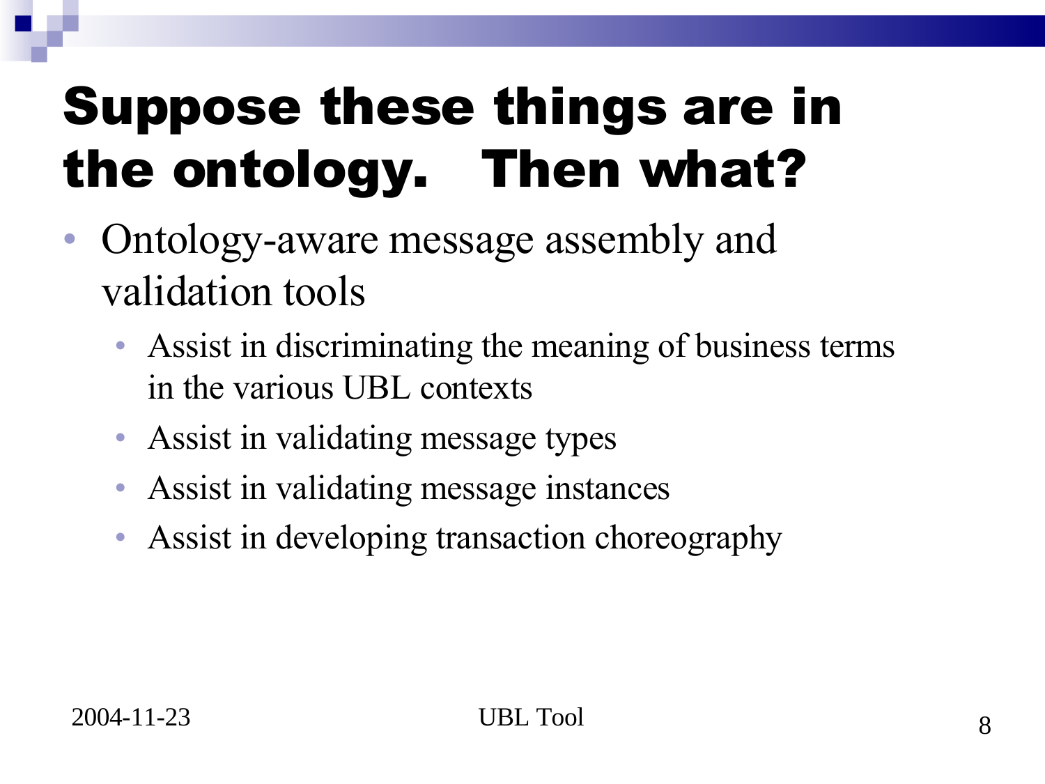# Suppose these things are in the ontology. Then what?

- Ontology-aware message assembly and validation tools
  - Assist in discriminating the meaning of business terms in the various UBL contexts
  - Assist in validating message types
  - Assist in validating message instances
  - Assist in developing transaction choreography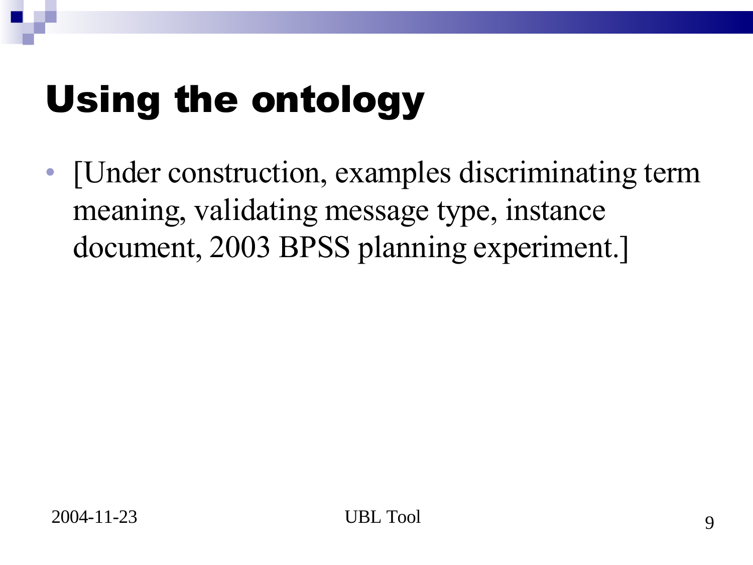# Using the ontology

- [Under construction, examples discriminating term meaning, validating message type, instance document, 2003 BPSS planning experiment.]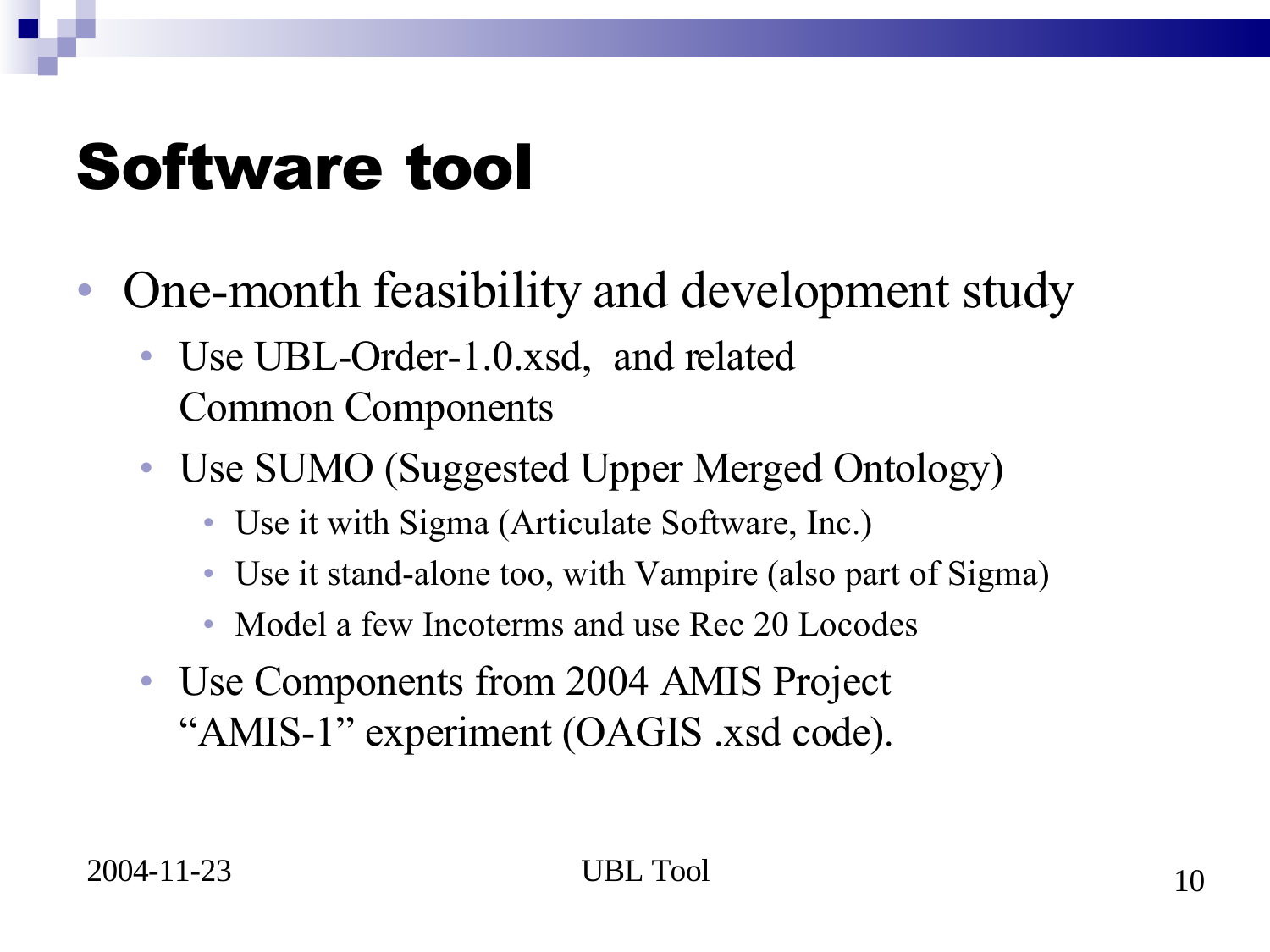# Software tool

- One-month feasibility and development study
  - Use UBL-Order-1.0.xsd, and related Common Components
  - Use SUMO (Suggested Upper Merged Ontology)
    - Use it with Sigma (Articulate Software, Inc.)
    - Use it stand-alone too, with Vampire (also part of Sigma)
    - Model a few Incoterms and use Rec 20 Locodes
  - Use Components from 2004 AMIS Project "AMIS-1" experiment (OAGIS .xsd code).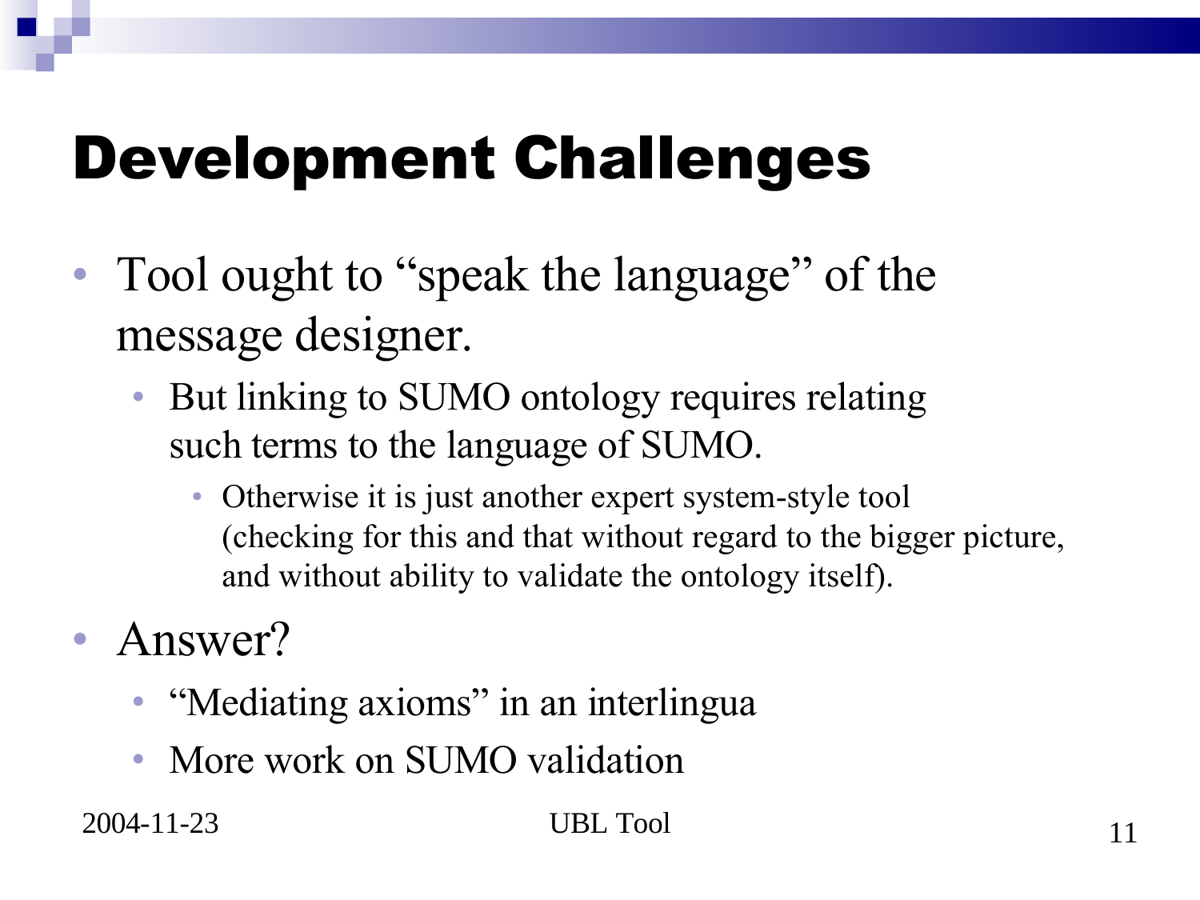# Development Challenges

- Tool ought to “speak the language” of the message designer.
  - But linking to SUMO ontology requires relating such terms to the language of SUMO.
    - Otherwise it is just another expert system-style tool (checking for this and that without regard to the bigger picture, and without ability to validate the ontology itself).
- Answer?
  - “Mediating axioms” in an interlingua
  - More work on SUMO validation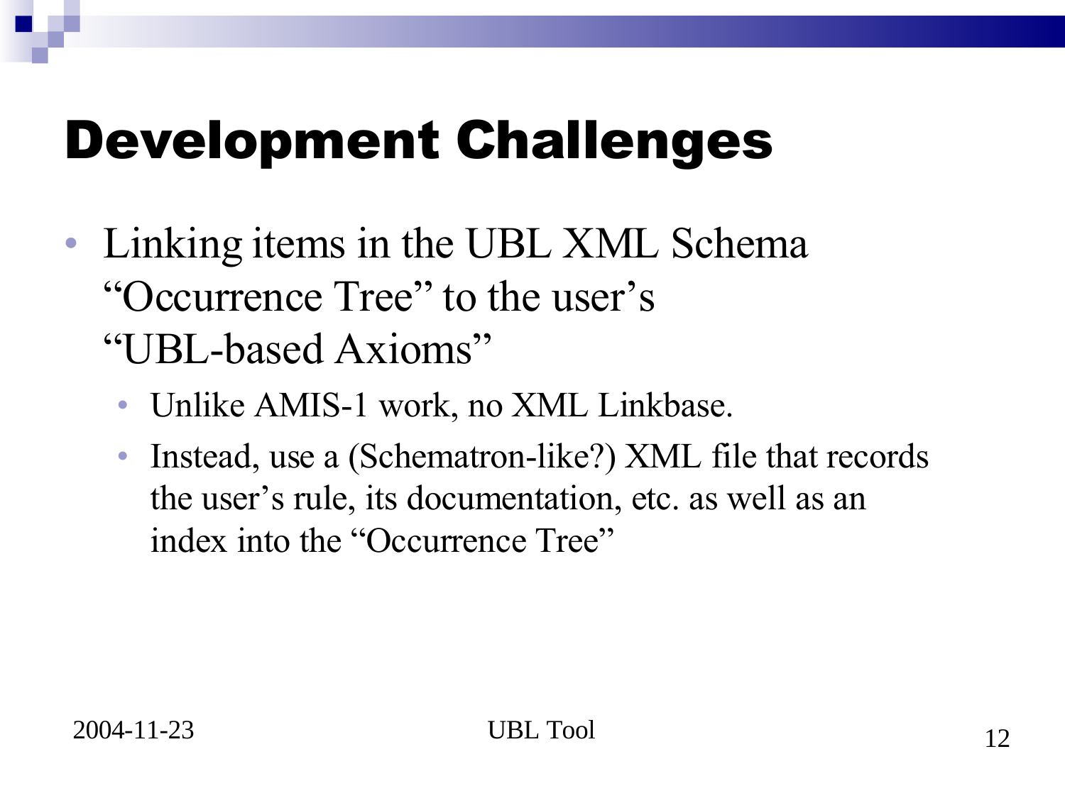# Development Challenges

- Linking items in the UBL XML Schema "Occurrence Tree" to the user's "UBL-based Axioms"
  - Unlike AMIS-1 work, no XML Linkbase.
  - Instead, use a (Schematron-like?) XML file that records the user's rule, its documentation, etc. as well as an index into the "Occurrence Tree"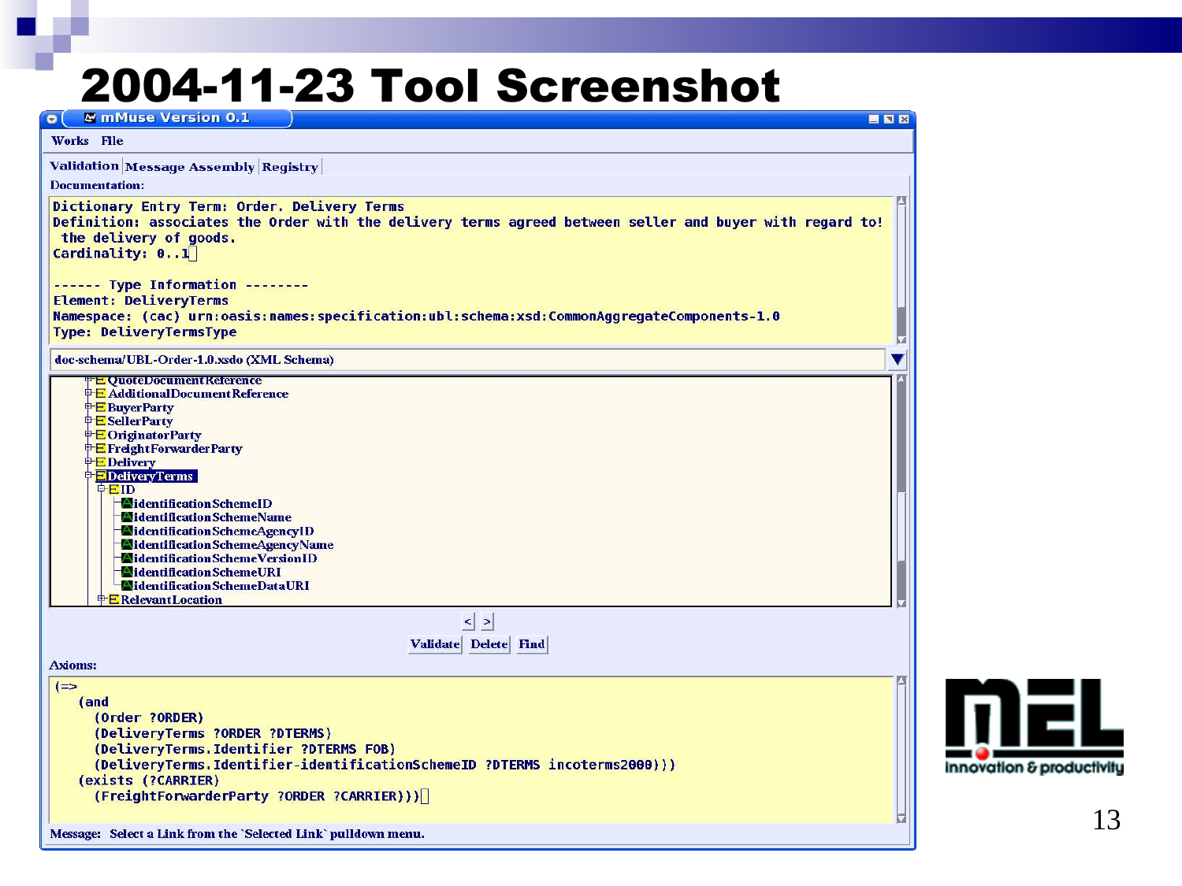# 2004-11-23 Tool Screenshot

mMuse Version 0.1

Works File

Validation | Message Assembly | Registry

Documentation:

```
Dictionary Entry Term: Order. Delivery Terms
Definition: associates the Order with the delivery terms agreed between seller and buyer with regard to!
 the delivery of goods.
Cardinality: 0..1

------ Type Information --------
Element: DeliveryTerms
Namespace: (cac) urn:oasis:names:specification:ubl:schema:xsd:CommonAggregateComponents-1.0
Type: DeliveryTermsType
```

doc-schema/UBL-Order-1.0.xsdo (XML Schema)

- QuoteDocumentReference
- AdditionalDocumentReference
- BuyerParty
- SellerParty
- OriginatorParty
- FreightForwarderParty
- Delivery
- DeliveryTerms
  - ID
    - identificationSchemeID
    - identificationSchemeName
    - identificationSchemeAgencyID
    - identificationSchemeAgencyName
    - identificationSchemeVersionID
    - identificationSchemeURI
    - identificationSchemeDataURI
  - RelevantLocation

< >

Validate | Delete | Find

Axioms:

```
(=>
   (and
     (Order ?ORDER)
     (DeliveryTerms ?ORDER ?DTERMS)
     (DeliveryTerms.Identifier ?DTERMS FOB)
     (DeliveryTerms.Identifier-identificationSchemeID ?DTERMS incoterms2000)))
   (exists (?CARRIER)
     (FreightForwarderParty ?ORDER ?CARRIER)))
```

Message: Select a Link from the `Selected Link` pulldown menu.

MEL innovation & productivity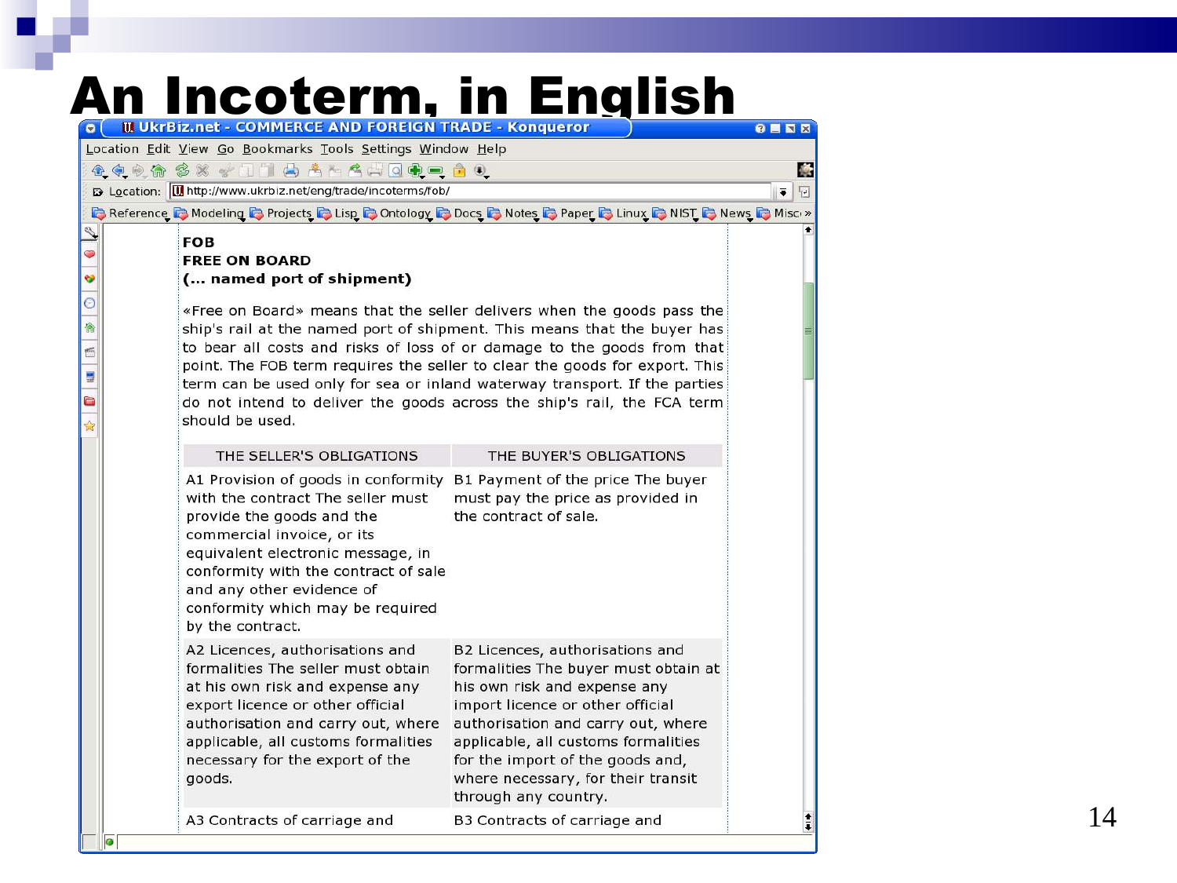# An Incoterm, in English

**FOB**
**FREE ON BOARD**
**(... named port of shipment)**

«Free on Board» means that the seller delivers when the goods pass the ship's rail at the named port of shipment. This means that the buyer has to bear all costs and risks of loss of or damage to the goods from that point. The FOB term requires the seller to clear the goods for export. This term can be used only for sea or inland waterway transport. If the parties do not intend to deliver the goods across the ship's rail, the FCA term should be used.

| THE SELLER'S OBLIGATIONS | THE BUYER'S OBLIGATIONS |
|---|---|
| A1 Provision of goods in conformity with the contract The seller must provide the goods and the commercial invoice, or its equivalent electronic message, in conformity with the contract of sale and any other evidence of conformity which may be required by the contract. | B1 Payment of the price The buyer must pay the price as provided in the contract of sale. |
| A2 Licences, authorisations and formalities The seller must obtain at his own risk and expense any export licence or other official authorisation and carry out, where applicable, all customs formalities necessary for the export of the goods. | B2 Licences, authorisations and formalities The buyer must obtain at his own risk and expense any import licence or other official authorisation and carry out, where applicable, all customs formalities for the import of the goods and, where necessary, for their transit through any country. |
| A3 Contracts of carriage and | B3 Contracts of carriage and |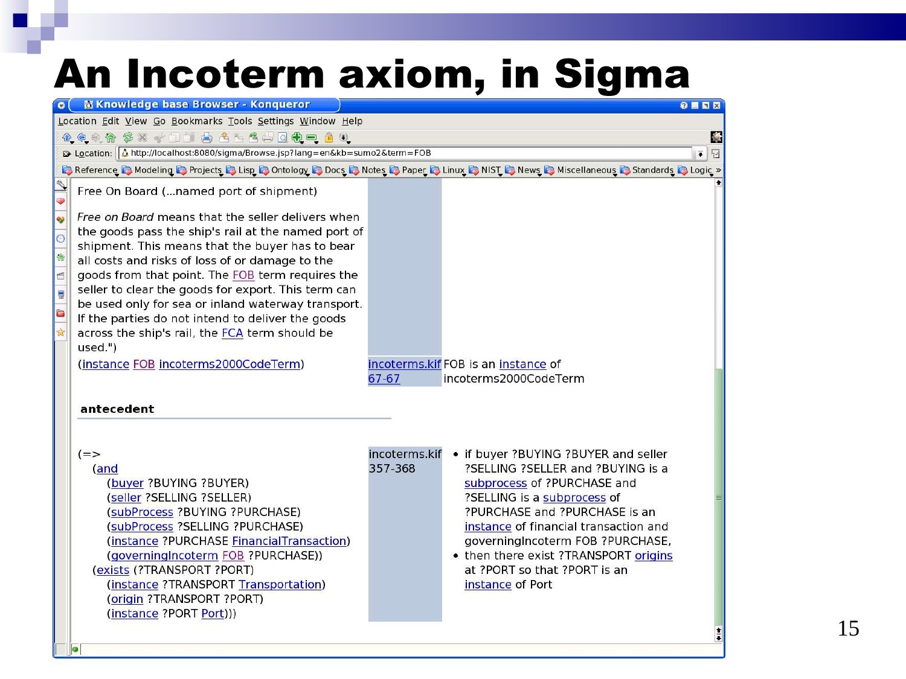# An Incoterm axiom, in Sigma

Free On Board (...named port of shipment)

*Free on Board* means that the seller delivers when the goods pass the ship's rail at the named port of shipment. This means that the buyer has to bear all costs and risks of loss of or damage to the goods from that point. The FOB term requires the seller to clear the goods for export. This term can be used only for sea or inland waterway transport. If the parties do not intend to deliver the goods across the ship's rail, the FCA term should be used.")

| | | |
|---|---|---|
| (instance FOB incoterms2000CodeTerm) | incoterms.kif 67-67 | FOB is an instance of incoterms2000CodeTerm |

**antecedent**

| | | |
|---|---|---|
| (=> (and (buyer ?BUYING ?BUYER) (seller ?SELLING ?SELLER) (subProcess ?BUYING ?PURCHASE) (subProcess ?SELLING ?PURCHASE) (instance ?PURCHASE FinancialTransaction) (governingIncoterm FOB ?PURCHASE)) (exists (?TRANSPORT ?PORT) (instance ?TRANSPORT Transportation) (origin ?TRANSPORT ?PORT) (instance ?PORT Port))) | incoterms.kif 357-368 | • if buyer ?BUYING ?BUYER and seller ?SELLING ?SELLER and ?BUYING is a subprocess of ?PURCHASE and ?SELLING is a subprocess of ?PURCHASE and ?PURCHASE is an instance of financial transaction and governingIncoterm FOB ?PURCHASE, • then there exist ?TRANSPORT origins at ?PORT so that ?PORT is an instance of Port |

```
(=>
   (and
      (buyer ?BUYING ?BUYER)
      (seller ?SELLING ?SELLER)
      (subProcess ?BUYING ?PURCHASE)
      (subProcess ?SELLING ?PURCHASE)
      (instance ?PURCHASE FinancialTransaction)
      (governingIncoterm FOB ?PURCHASE))
   (exists (?TRANSPORT ?PORT)
      (instance ?TRANSPORT Transportation)
      (origin ?TRANSPORT ?PORT)
      (instance ?PORT Port)))
```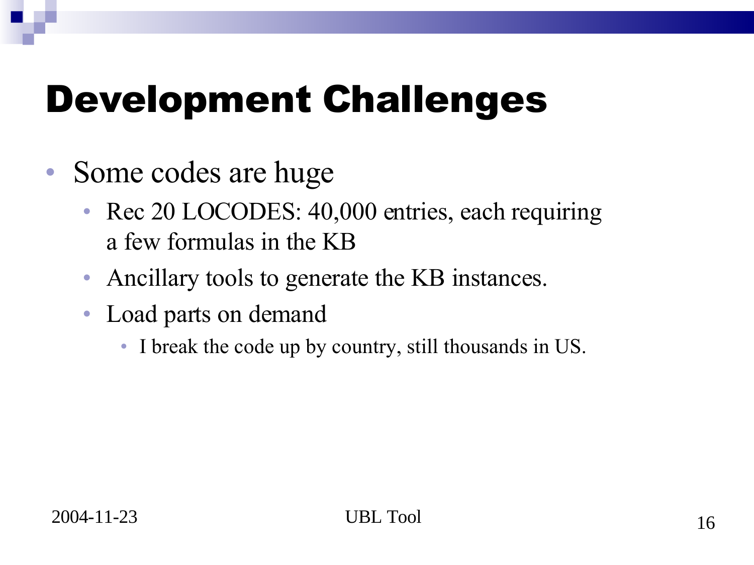# Development Challenges

- Some codes are huge
  - Rec 20 LOCODES: 40,000 entries, each requiring a few formulas in the KB
  - Ancillary tools to generate the KB instances.
  - Load parts on demand
    - I break the code up by country, still thousands in US.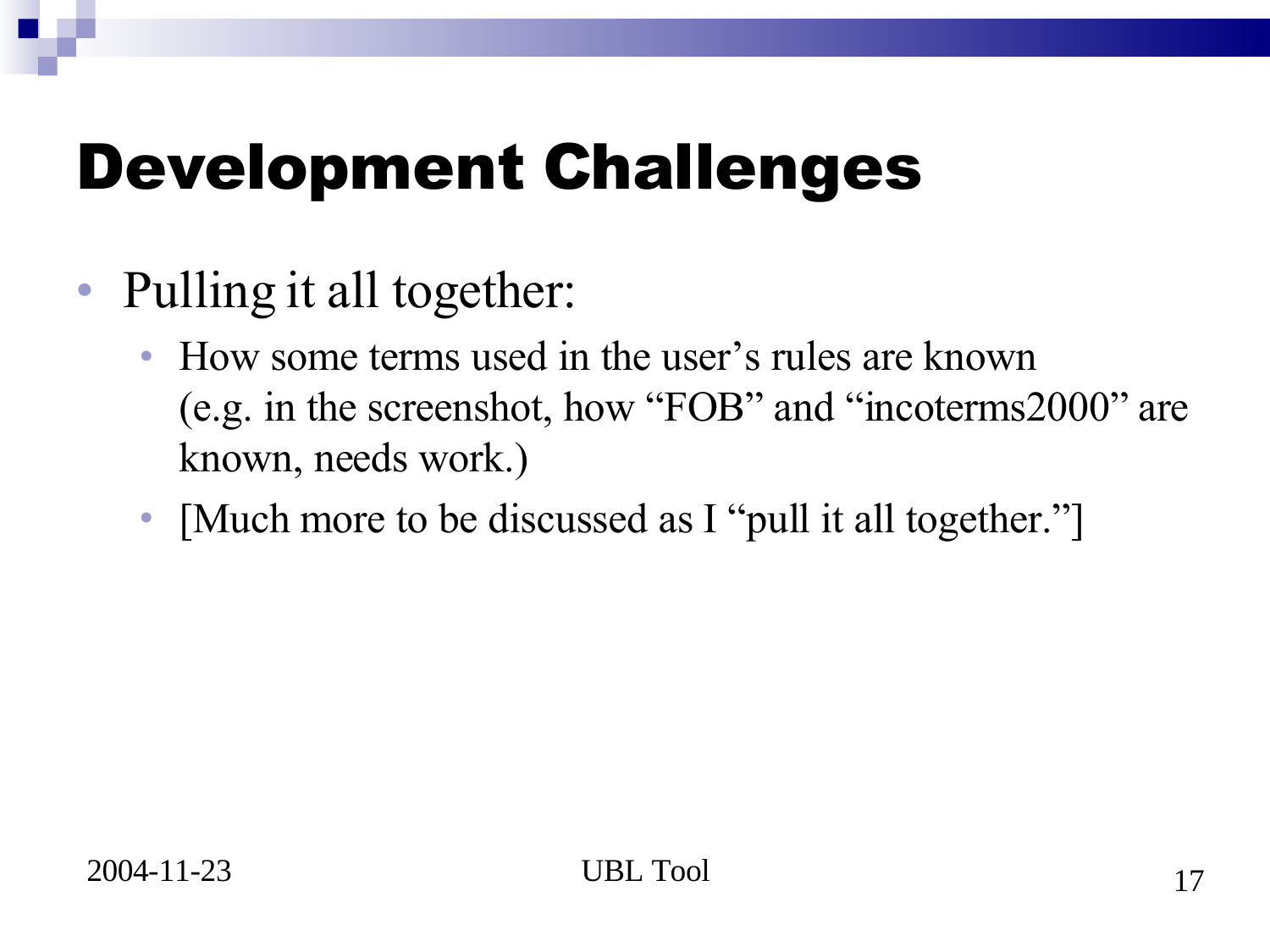# Development Challenges

- Pulling it all together:
  - How some terms used in the user’s rules are known (e.g. in the screenshot, how “FOB” and “incoterms2000” are known, needs work.)
  - [Much more to be discussed as I “pull it all together.”]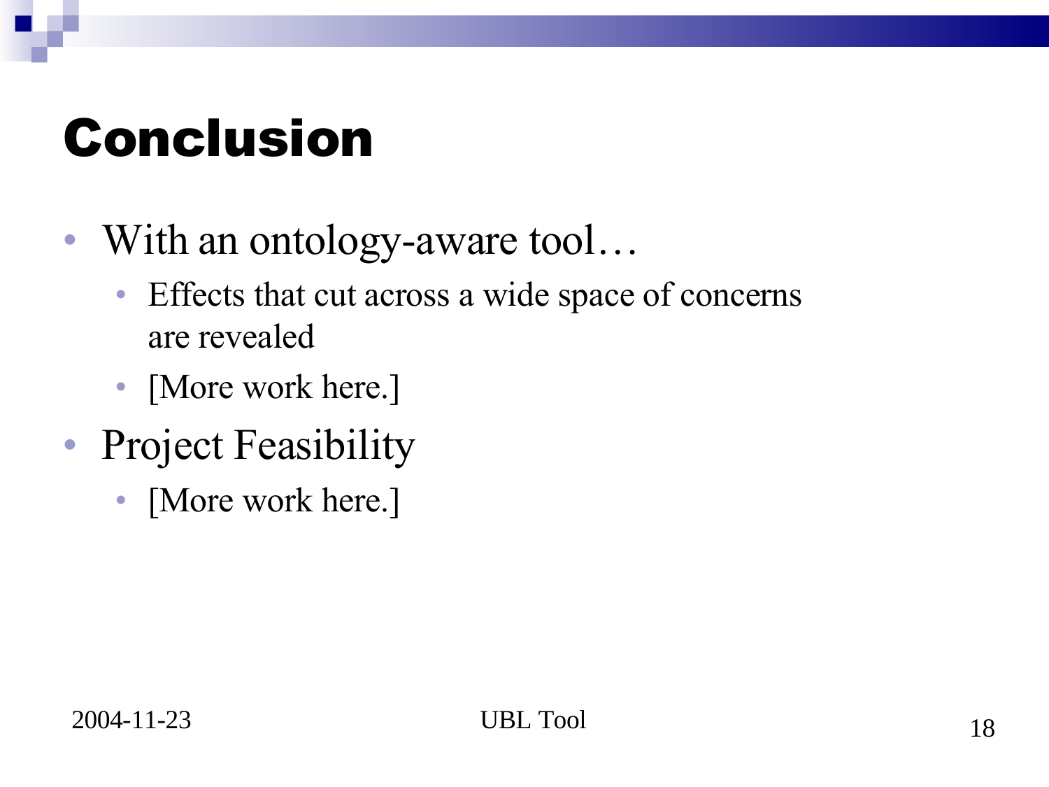# Conclusion

- With an ontology-aware tool…
  - Effects that cut across a wide space of concerns are revealed
  - [More work here.]
- Project Feasibility
  - [More work here.]